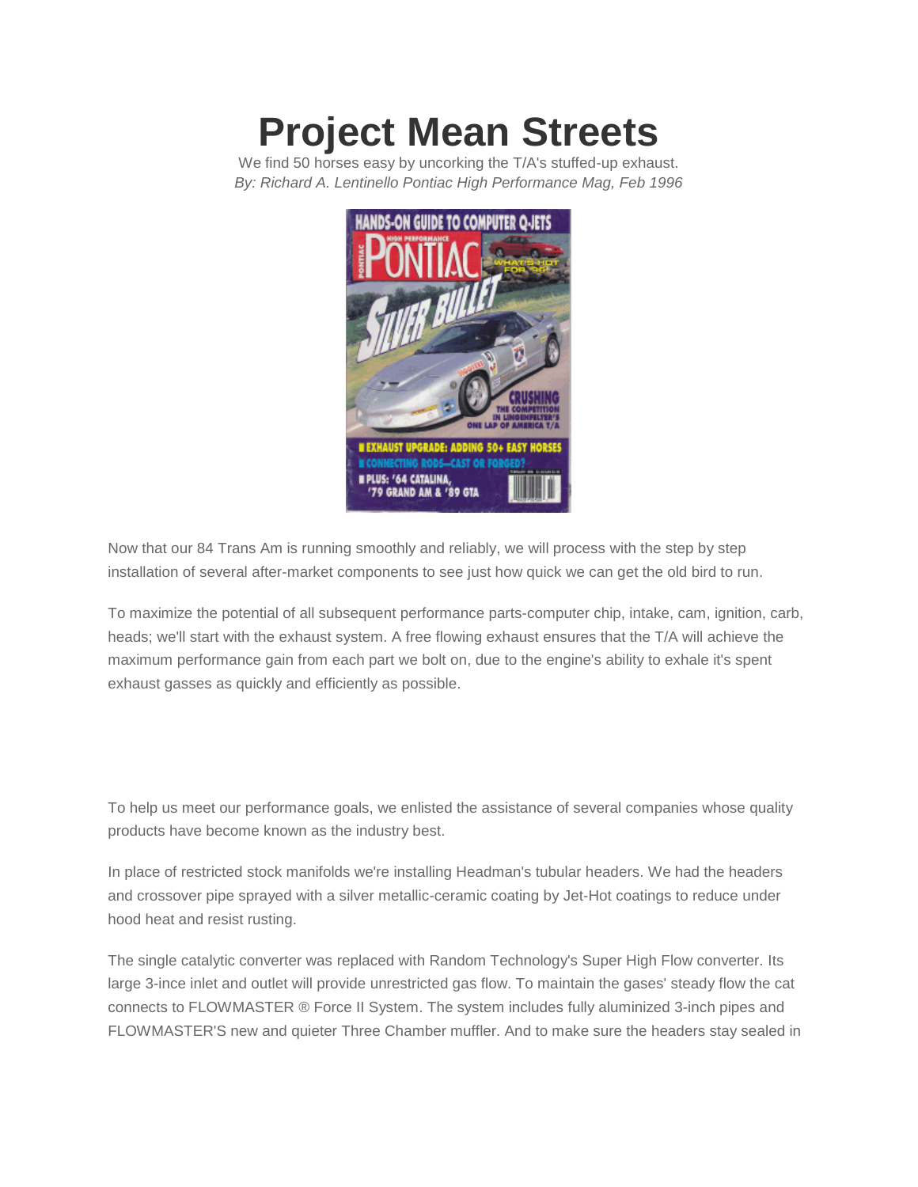# Project Mean Streets

We find 50 horses easy by uncorking the T/A's stuffed-up exhaust.

*By: Richard A. Lentinello Pontiac High Performance Mag, Feb 1996*

Now that our 84 Trans Am is running smoothly and reliably, we will process with the step by step installation of several after-market components to see just how quick we can get the old bird to run.

To maximize the potential of all subsequent performance parts-computer chip, intake, cam, ignition, carb, heads; we'll start with the exhaust system. A free flowing exhaust ensures that the T/A will achieve the maximum performance gain from each part we bolt on, due to the engine's ability to exhale it's spent exhaust gasses as quickly and efficiently as possible.

To help us meet our performance goals, we enlisted the assistance of several companies whose quality products have become known as the industry best.

In place of restricted stock manifolds we're installing Headman's tubular headers. We had the headers and crossover pipe sprayed with a silver metallic-ceramic coating by Jet-Hot coatings to reduce under hood heat and resist rusting.

The single catalytic converter was replaced with Random Technology's Super High Flow converter. Its large 3-ince inlet and outlet will provide unrestricted gas flow. To maintain the gases' steady flow the cat connects to FLOWMASTER ® Force II System. The system includes fully aluminized 3-inch pipes and FLOWMASTER'S new and quieter Three Chamber muffler. And to make sure the headers stay sealed in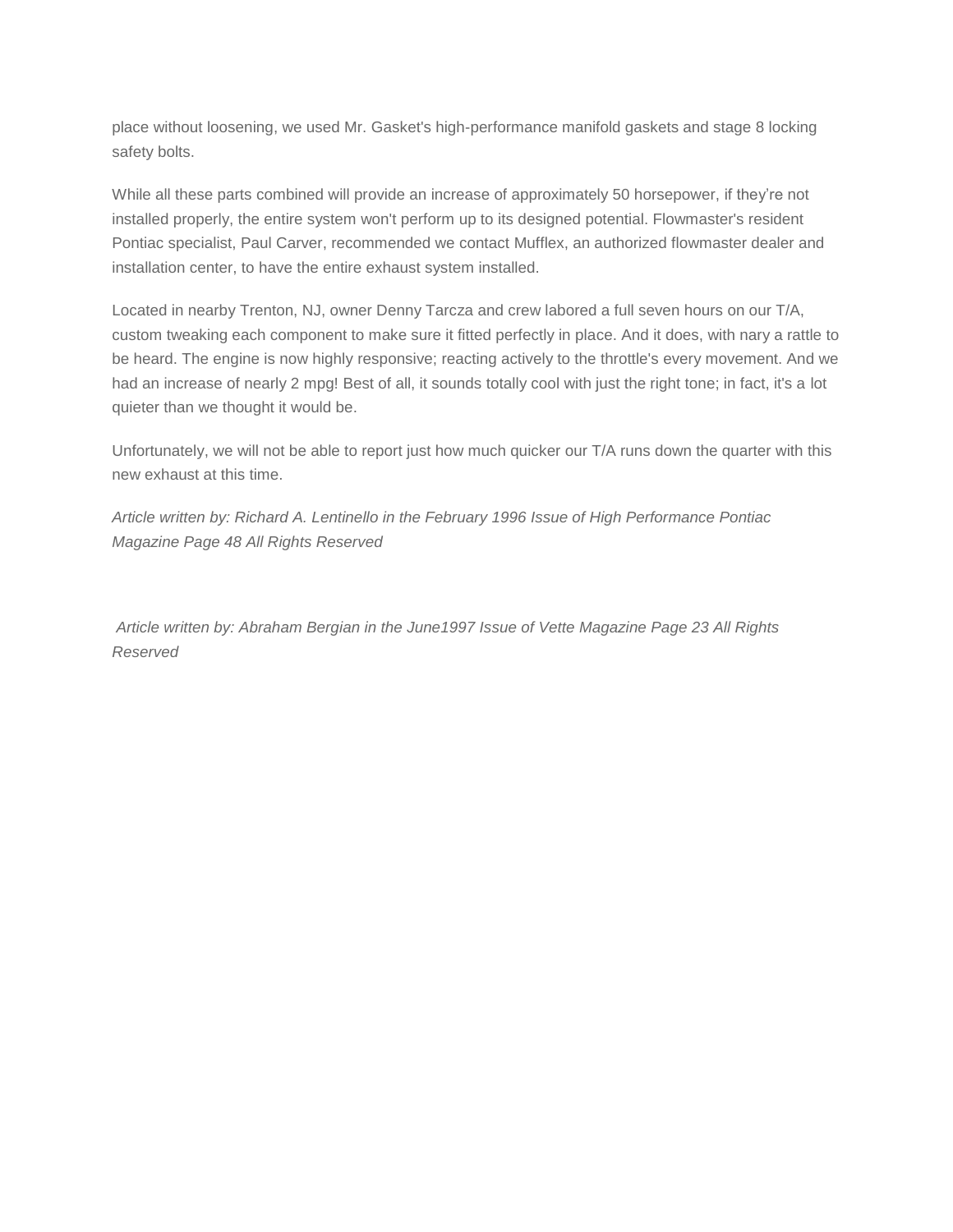place without loosening, we used Mr. Gasket's high-performance manifold gaskets and stage 8 locking safety bolts.

While all these parts combined will provide an increase of approximately 50 horsepower, if they're not installed properly, the entire system won't perform up to its designed potential. Flowmaster's resident Pontiac specialist, Paul Carver, recommended we contact Mufflex, an authorized flowmaster dealer and installation center, to have the entire exhaust system installed.

Located in nearby Trenton, NJ, owner Denny Tarcza and crew labored a full seven hours on our T/A, custom tweaking each component to make sure it fitted perfectly in place. And it does, with nary a rattle to be heard. The engine is now highly responsive; reacting actively to the throttle's every movement. And we had an increase of nearly 2 mpg! Best of all, it sounds totally cool with just the right tone; in fact, it's a lot quieter than we thought it would be.

Unfortunately, we will not be able to report just how much quicker our T/A runs down the quarter with this new exhaust at this time.

*Article written by: Richard A. Lentinello in the February 1996 Issue of High Performance Pontiac Magazine Page 48 All Rights Reserved*

*Article written by: Abraham Bergian in the June1997 Issue of Vette Magazine Page 23 All Rights Reserved*